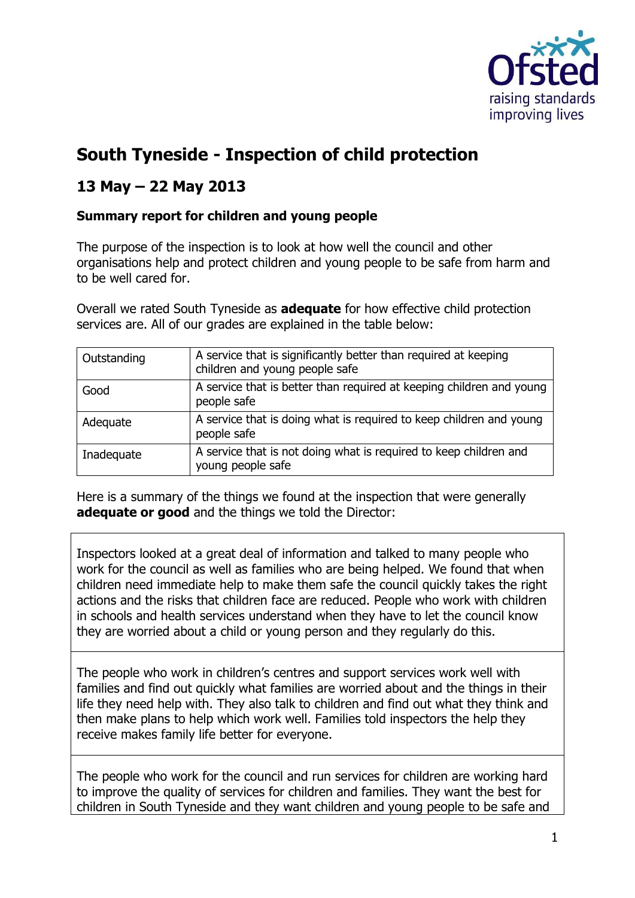# South Tyneside - Inspection of child protection

## 13 May – 22 May 2013

### Summary report for children and young people

The purpose of the inspection is to look at how well the council and other organisations help and protect children and young people to be safe from harm and to be well cared for.

Overall we rated South Tyneside as **adequate** for how effective child protection services are. All of our grades are explained in the table below:

| | |
|---|---|
| Outstanding | A service that is significantly better than required at keeping children and young people safe |
| Good | A service that is better than required at keeping children and young people safe |
| Adequate | A service that is doing what is required to keep children and young people safe |
| Inadequate | A service that is not doing what is required to keep children and young people safe |

Here is a summary of the things we found at the inspection that were generally **adequate or good** and the things we told the Director:

Inspectors looked at a great deal of information and talked to many people who work for the council as well as families who are being helped. We found that when children need immediate help to make them safe the council quickly takes the right actions and the risks that children face are reduced. People who work with children in schools and health services understand when they have to let the council know they are worried about a child or young person and they regularly do this.

The people who work in children's centres and support services work well with families and find out quickly what families are worried about and the things in their life they need help with. They also talk to children and find out what they think and then make plans to help which work well. Families told inspectors the help they receive makes family life better for everyone.

The people who work for the council and run services for children are working hard to improve the quality of services for children and families. They want the best for children in South Tyneside and they want children and young people to be safe and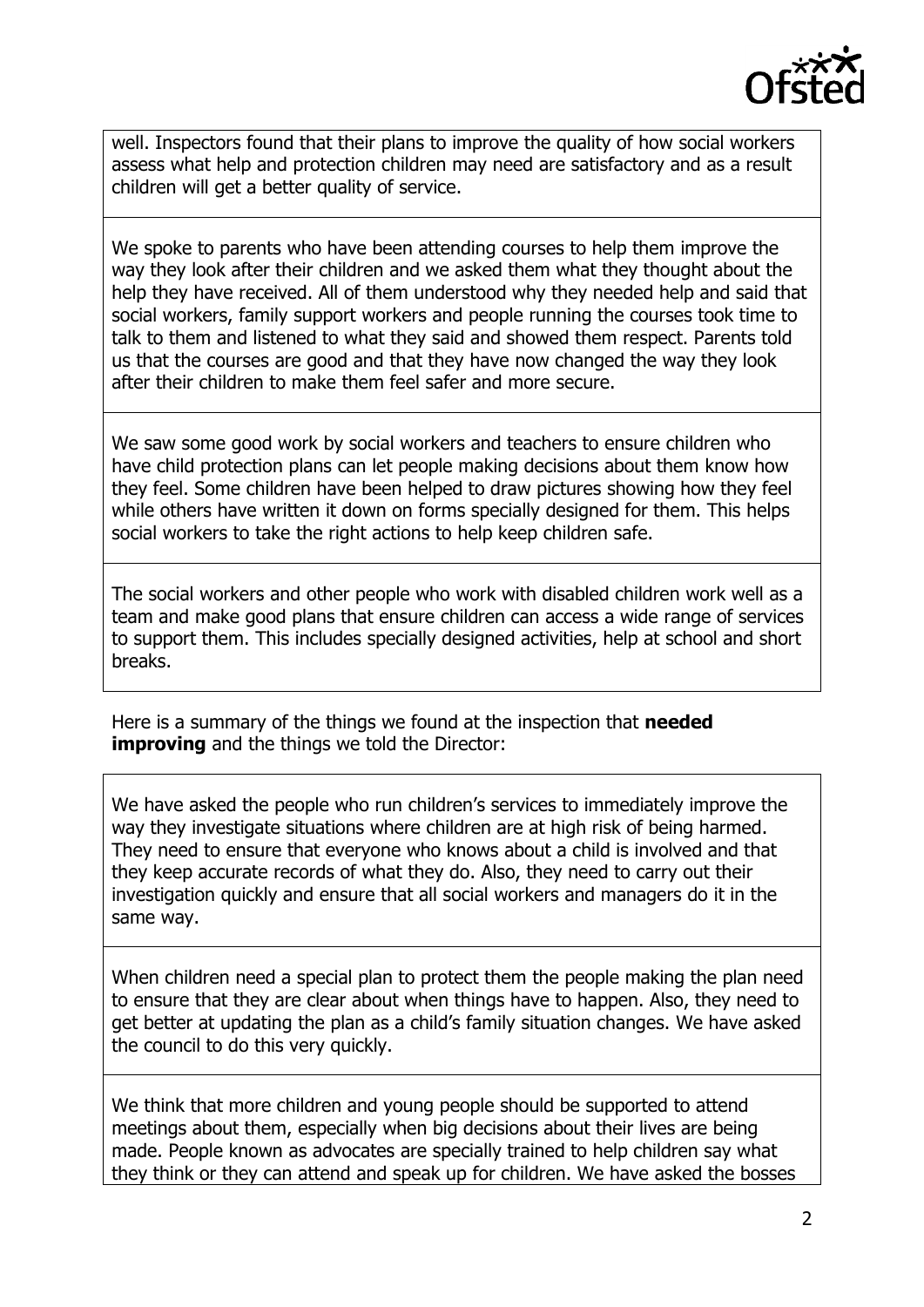well. Inspectors found that their plans to improve the quality of how social workers assess what help and protection children may need are satisfactory and as a result children will get a better quality of service.

We spoke to parents who have been attending courses to help them improve the way they look after their children and we asked them what they thought about the help they have received. All of them understood why they needed help and said that social workers, family support workers and people running the courses took time to talk to them and listened to what they said and showed them respect. Parents told us that the courses are good and that they have now changed the way they look after their children to make them feel safer and more secure.

We saw some good work by social workers and teachers to ensure children who have child protection plans can let people making decisions about them know how they feel. Some children have been helped to draw pictures showing how they feel while others have written it down on forms specially designed for them. This helps social workers to take the right actions to help keep children safe.

The social workers and other people who work with disabled children work well as a team and make good plans that ensure children can access a wide range of services to support them. This includes specially designed activities, help at school and short breaks.

Here is a summary of the things we found at the inspection that **needed improving** and the things we told the Director:

We have asked the people who run children's services to immediately improve the way they investigate situations where children are at high risk of being harmed. They need to ensure that everyone who knows about a child is involved and that they keep accurate records of what they do. Also, they need to carry out their investigation quickly and ensure that all social workers and managers do it in the same way.

When children need a special plan to protect them the people making the plan need to ensure that they are clear about when things have to happen. Also, they need to get better at updating the plan as a child's family situation changes. We have asked the council to do this very quickly.

We think that more children and young people should be supported to attend meetings about them, especially when big decisions about their lives are being made. People known as advocates are specially trained to help children say what they think or they can attend and speak up for children. We have asked the bosses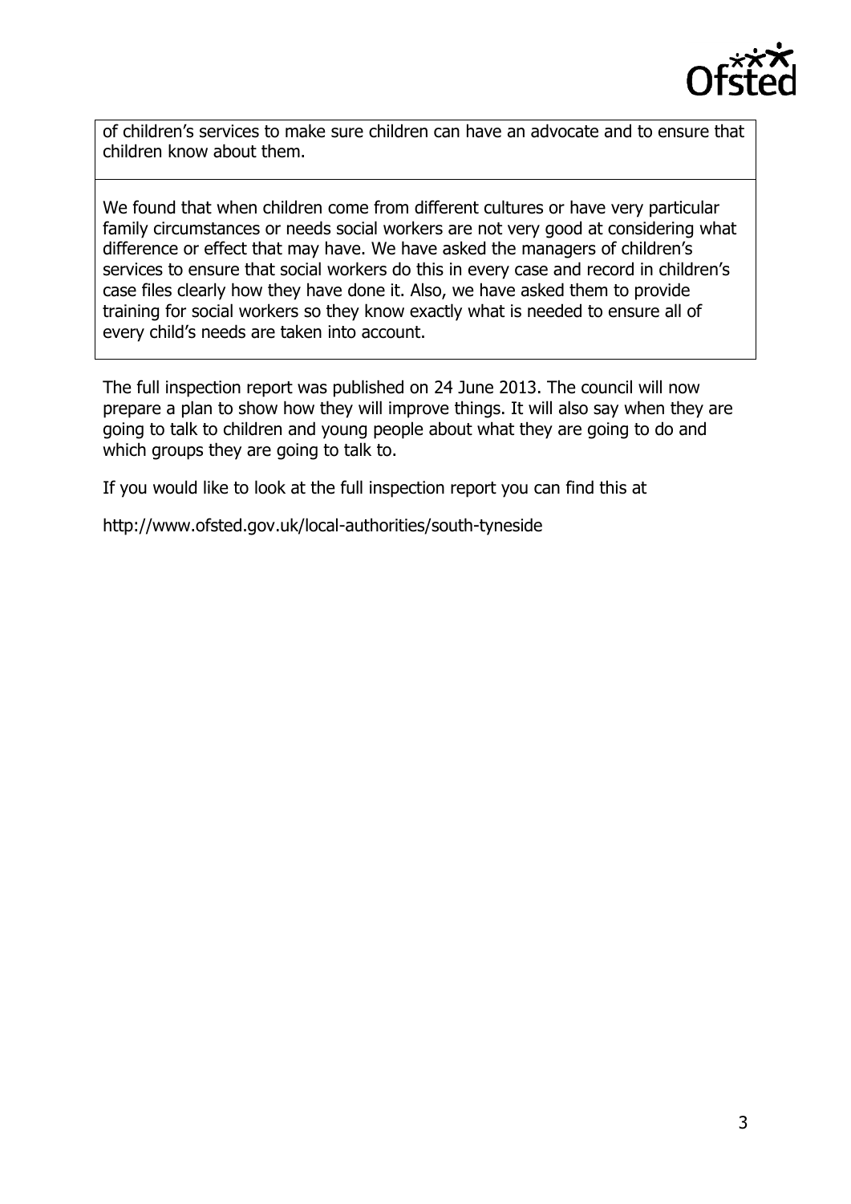of children's services to make sure children can have an advocate and to ensure that children know about them.

We found that when children come from different cultures or have very particular family circumstances or needs social workers are not very good at considering what difference or effect that may have. We have asked the managers of children's services to ensure that social workers do this in every case and record in children's case files clearly how they have done it. Also, we have asked them to provide training for social workers so they know exactly what is needed to ensure all of every child's needs are taken into account.

The full inspection report was published on 24 June 2013. The council will now prepare a plan to show how they will improve things. It will also say when they are going to talk to children and young people about what they are going to do and which groups they are going to talk to.

If you would like to look at the full inspection report you can find this at

http://www.ofsted.gov.uk/local-authorities/south-tyneside